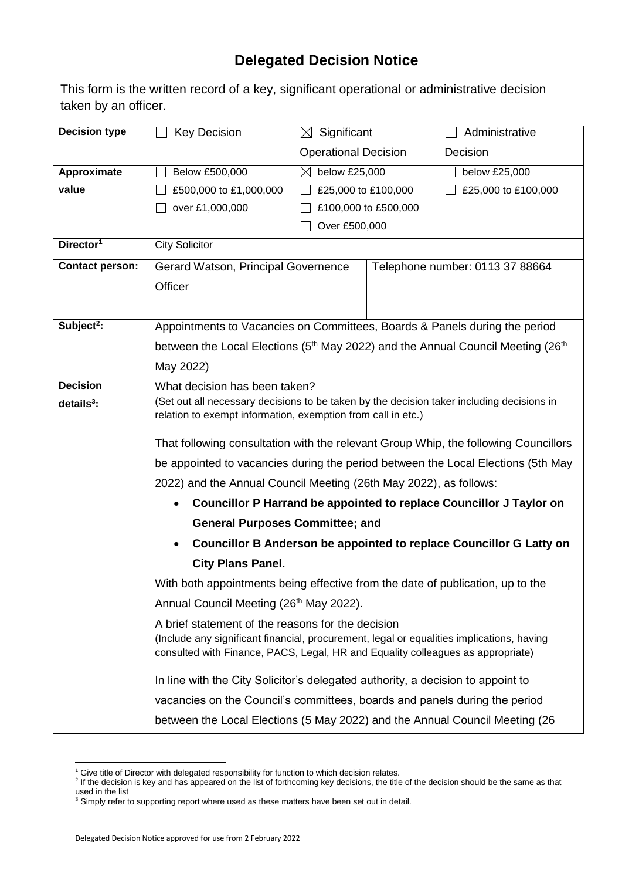# Delegated Decision Notice

This form is the written record of a key, significant operational or administrative decision taken by an officer.

| | | | |
|---|---|---|---|
| **Decision type** | ☐ Key Decision | ☒ Significant Operational Decision | ☐ Administrative Decision |
| **Approximate value** | ☐ Below £500,000<br>☐ £500,000 to £1,000,000<br>☐ over £1,000,000 | ☒ below £25,000<br>☐ £25,000 to £100,000<br>☐ £100,000 to £500,000<br>☐ Over £500,000 | ☐ below £25,000<br>☐ £25,000 to £100,000 |
| **Director[1]** | City Solicitor | | |
| **Contact person:** | Gerard Watson, Principal Governence Officer | Telephone number: 0113 37 88664 | |
| **Subject[2]:** | Appointments to Vacancies on Committees, Boards & Panels during the period between the Local Elections (5th May 2022) and the Annual Council Meeting (26th May 2022) | | |
| **Decision details[3]:** | What decision has been taken?<br>(Set out all necessary decisions to be taken by the decision taker including decisions in relation to exempt information, exemption from call in etc.)<br><br>That following consultation with the relevant Group Whip, the following Councillors be appointed to vacancies during the period between the Local Elections (5th May 2022) and the Annual Council Meeting (26th May 2022), as follows:<br>• **Councillor P Harrand be appointed to replace Councillor J Taylor on General Purposes Committee; and**<br>• **Councillor B Anderson be appointed to replace Councillor G Latty on City Plans Panel.**<br><br>With both appointments being effective from the date of publication, up to the Annual Council Meeting (26th May 2022). | | |
| | A brief statement of the reasons for the decision<br>(Include any significant financial, procurement, legal or equalities implications, having consulted with Finance, PACS, Legal, HR and Equality colleagues as appropriate)<br><br>In line with the City Solicitor's delegated authority, a decision to appoint to vacancies on the Council's committees, boards and panels during the period between the Local Elections (5 May 2022) and the Annual Council Meeting (26 | | |

[1] Give title of Director with delegated responsibility for function to which decision relates.
[2] If the decision is key and has appeared on the list of forthcoming key decisions, the title of the decision should be the same as that used in the list
[3] Simply refer to supporting report where used as these matters have been set out in detail.

Delegated Decision Notice approved for use from 2 February 2022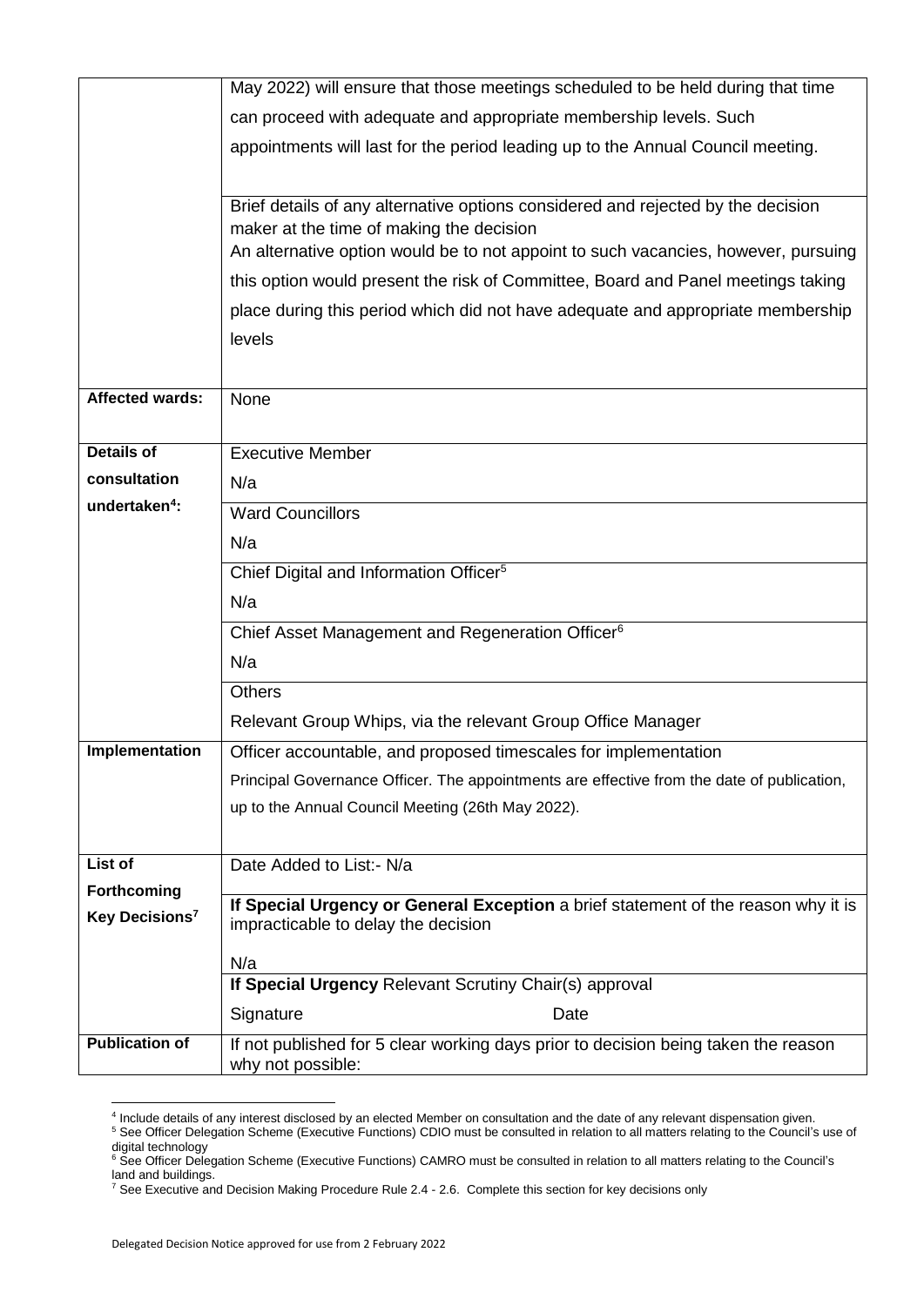| | |
|---|---|
| | May 2022) will ensure that those meetings scheduled to be held during that time can proceed with adequate and appropriate membership levels. Such appointments will last for the period leading up to the Annual Council meeting. |
| | Brief details of any alternative options considered and rejected by the decision maker at the time of making the decision<br>An alternative option would be to not appoint to such vacancies, however, pursuing this option would present the risk of Committee, Board and Panel meetings taking place during this period which did not have adequate and appropriate membership levels |
| **Affected wards:** | None |
| **Details of consultation undertaken[4]:** | Executive Member<br>N/a |
| | Ward Councillors<br>N/a |
| | Chief Digital and Information Officer[5]<br>N/a |
| | Chief Asset Management and Regeneration Officer[6]<br>N/a |
| | Others<br>Relevant Group Whips, via the relevant Group Office Manager |
| **Implementation** | Officer accountable, and proposed timescales for implementation<br>Principal Governance Officer. The appointments are effective from the date of publication, up to the Annual Council Meeting (26th May 2022). |
| **List of Forthcoming Key Decisions[7]** | Date Added to List:- N/a |
| | **If Special Urgency or General Exception** a brief statement of the reason why it is impracticable to delay the decision<br>N/a |
| | **If Special Urgency** Relevant Scrutiny Chair(s) approval<br>Signature Date |
| **Publication of** | If not published for 5 clear working days prior to decision being taken the reason why not possible: |

[4] Include details of any interest disclosed by an elected Member on consultation and the date of any relevant dispensation given.

[5] See Officer Delegation Scheme (Executive Functions) CDIO must be consulted in relation to all matters relating to the Council's use of digital technology

[6] See Officer Delegation Scheme (Executive Functions) CAMRO must be consulted in relation to all matters relating to the Council's land and buildings.

[7] See Executive and Decision Making Procedure Rule 2.4 - 2.6. Complete this section for key decisions only

Delegated Decision Notice approved for use from 2 February 2022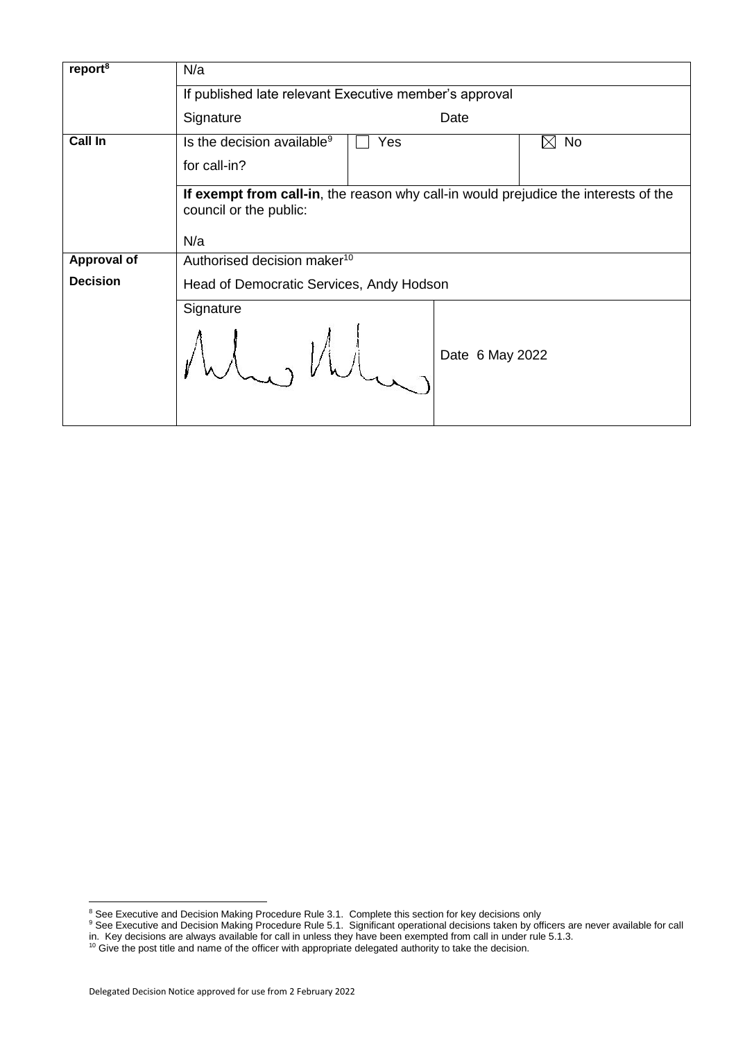| | | | |
|---|---|---|---|
| report[8] | N/a | | |
| | If published late relevant Executive member's approval | | |
| | Signature | Date | |
| **Call In** | Is the decision available[9] for call-in? | ☐ Yes | ☒ No |
| | **If exempt from call-in**, the reason why call-in would prejudice the interests of the council or the public: N/a | | |
| **Approval of Decision** | Authorised decision maker[10] Head of Democratic Services, Andy Hodson | | |
| | Signature | Date 6 May 2022 | |

[8] See Executive and Decision Making Procedure Rule 3.1. Complete this section for key decisions only

[9] See Executive and Decision Making Procedure Rule 5.1. Significant operational decisions taken by officers are never available for call in. Key decisions are always available for call in unless they have been exempted from call in under rule 5.1.3.

[10] Give the post title and name of the officer with appropriate delegated authority to take the decision.

Delegated Decision Notice approved for use from 2 February 2022